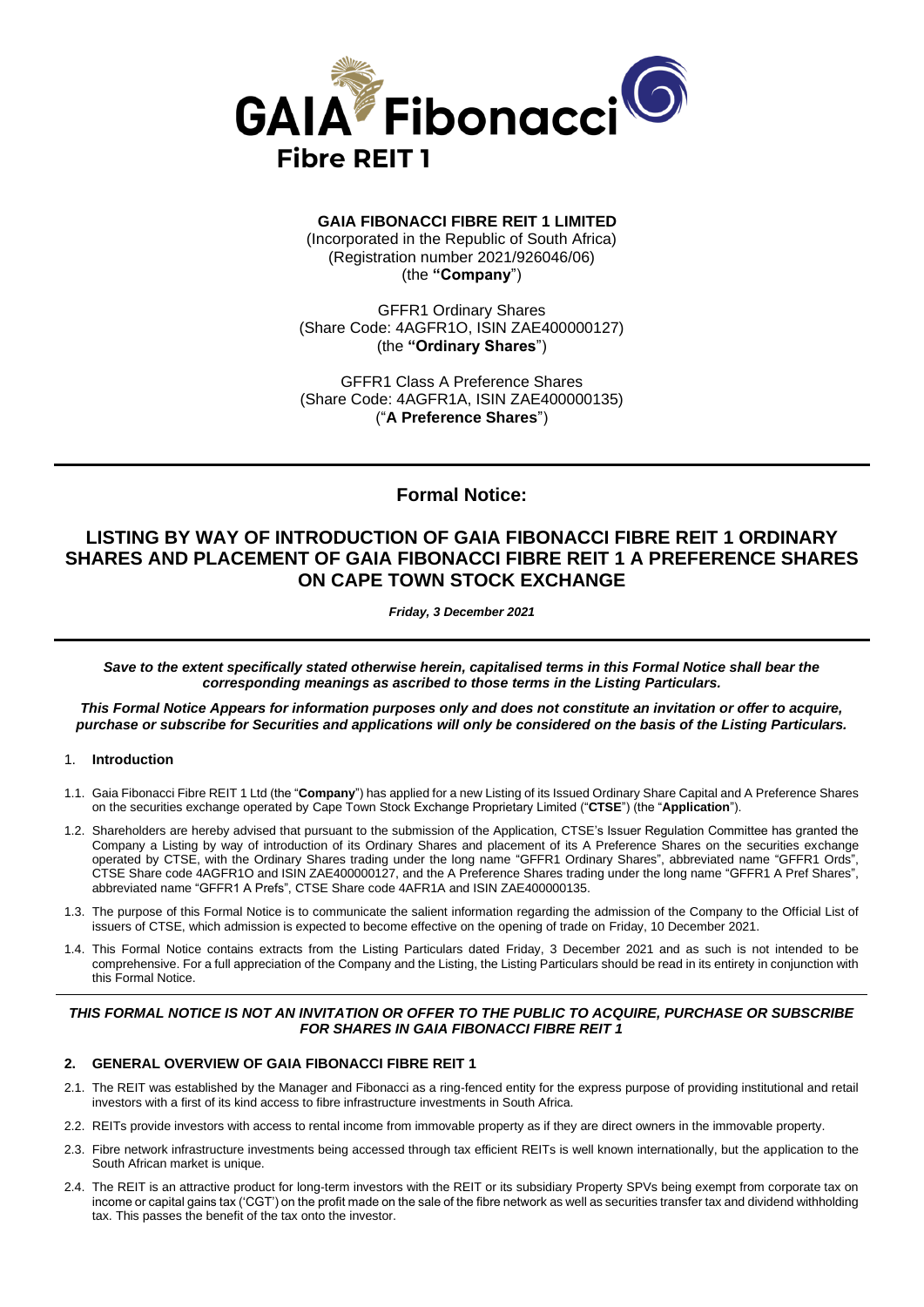# GAIA FIBONACCI FIBRE REIT 1 LIMITED

(Incorporated in the Republic of South Africa)
(Registration number 2021/926046/06)
(the **"Company"**)

GFFR1 Ordinary Shares
(Share Code: 4AGFR1O, ISIN ZAE400000127)
(the **"Ordinary Shares"**)

GFFR1 Class A Preference Shares
(Share Code: 4AGFR1A, ISIN ZAE400000135)
("**A Preference Shares**")

## Formal Notice:

## LISTING BY WAY OF INTRODUCTION OF GAIA FIBONACCI FIBRE REIT 1 ORDINARY SHARES AND PLACEMENT OF GAIA FIBONACCI FIBRE REIT 1 A PREFERENCE SHARES ON CAPE TOWN STOCK EXCHANGE

***Friday, 3 December 2021***

***Save to the extent specifically stated otherwise herein, capitalised terms in this Formal Notice shall bear the corresponding meanings as ascribed to those terms in the Listing Particulars.***

***This Formal Notice Appears for information purposes only and does not constitute an invitation or offer to acquire, purchase or subscribe for Securities and applications will only be considered on the basis of the Listing Particulars.***

### 1. Introduction

1.1. Gaia Fibonacci Fibre REIT 1 Ltd (the "**Company**") has applied for a new Listing of its Issued Ordinary Share Capital and A Preference Shares on the securities exchange operated by Cape Town Stock Exchange Proprietary Limited ("**CTSE**") (the "**Application**").

1.2. Shareholders are hereby advised that pursuant to the submission of the Application, CTSE's Issuer Regulation Committee has granted the Company a Listing by way of introduction of its Ordinary Shares and placement of its A Preference Shares on the securities exchange operated by CTSE, with the Ordinary Shares trading under the long name "GFFR1 Ordinary Shares", abbreviated name "GFFR1 Ords", CTSE Share code 4AGFR1O and ISIN ZAE400000127, and the A Preference Shares trading under the long name "GFFR1 A Pref Shares", abbreviated name "GFFR1 A Prefs", CTSE Share code 4AFR1A and ISIN ZAE400000135.

1.3. The purpose of this Formal Notice is to communicate the salient information regarding the admission of the Company to the Official List of issuers of CTSE, which admission is expected to become effective on the opening of trade on Friday, 10 December 2021.

1.4. This Formal Notice contains extracts from the Listing Particulars dated Friday, 3 December 2021 and as such is not intended to be comprehensive. For a full appreciation of the Company and the Listing, the Listing Particulars should be read in its entirety in conjunction with this Formal Notice.

***THIS FORMAL NOTICE IS NOT AN INVITATION OR OFFER TO THE PUBLIC TO ACQUIRE, PURCHASE OR SUBSCRIBE FOR SHARES IN GAIA FIBONACCI FIBRE REIT 1***

### 2. GENERAL OVERVIEW OF GAIA FIBONACCI FIBRE REIT 1

2.1. The REIT was established by the Manager and Fibonacci as a ring-fenced entity for the express purpose of providing institutional and retail investors with a first of its kind access to fibre infrastructure investments in South Africa.

2.2. REITs provide investors with access to rental income from immovable property as if they are direct owners in the immovable property.

2.3. Fibre network infrastructure investments being accessed through tax efficient REITs is well known internationally, but the application to the South African market is unique.

2.4. The REIT is an attractive product for long-term investors with the REIT or its subsidiary Property SPVs being exempt from corporate tax on income or capital gains tax ('CGT') on the profit made on the sale of the fibre network as well as securities transfer tax and dividend withholding tax. This passes the benefit of the tax onto the investor.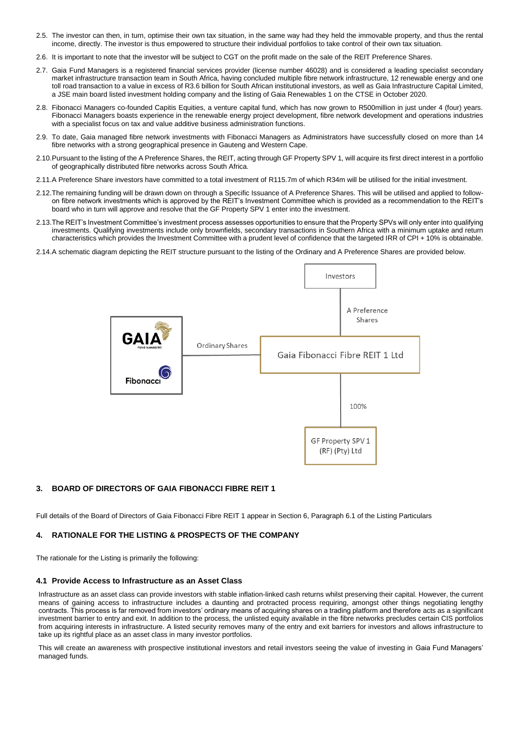2.5. The investor can then, in turn, optimise their own tax situation, in the same way had they held the immovable property, and thus the rental income, directly. The investor is thus empowered to structure their individual portfolios to take control of their own tax situation.

2.6. It is important to note that the investor will be subject to CGT on the profit made on the sale of the REIT Preference Shares.

2.7. Gaia Fund Managers is a registered financial services provider (license number 46028) and is considered a leading specialist secondary market infrastructure transaction team in South Africa, having concluded multiple fibre network infrastructure, 12 renewable energy and one toll road transaction to a value in excess of R3.6 billion for South African institutional investors, as well as Gaia Infrastructure Capital Limited, a JSE main board listed investment holding company and the listing of Gaia Renewables 1 on the CTSE in October 2020.

2.8. Fibonacci Managers co-founded Capitis Equities, a venture capital fund, which has now grown to R500million in just under 4 (four) years. Fibonacci Managers boasts experience in the renewable energy project development, fibre network development and operations industries with a specialist focus on tax and value additive business administration functions.

2.9. To date, Gaia managed fibre network investments with Fibonacci Managers as Administrators have successfully closed on more than 14 fibre networks with a strong geographical presence in Gauteng and Western Cape.

2.10. Pursuant to the listing of the A Preference Shares, the REIT, acting through GF Property SPV 1, will acquire its first direct interest in a portfolio of geographically distributed fibre networks across South Africa.

2.11. A Preference Share investors have committed to a total investment of R115.7m of which R34m will be utilised for the initial investment.

2.12. The remaining funding will be drawn down on through a Specific Issuance of A Preference Shares. This will be utilised and applied to follow-on fibre network investments which is approved by the REIT's Investment Committee which is provided as a recommendation to the REIT's board who in turn will approve and resolve that the GF Property SPV 1 enter into the investment.

2.13. The REIT's Investment Committee's investment process assesses opportunities to ensure that the Property SPVs will only enter into qualifying investments. Qualifying investments include only brownfields, secondary transactions in Southern Africa with a minimum uptake and return characteristics which provides the Investment Committee with a prudent level of confidence that the targeted IRR of CPI + 10% is obtainable.

2.14. A schematic diagram depicting the REIT structure pursuant to the listing of the Ordinary and A Preference Shares are provided below.

Investors

A Preference Shares

GAIA FUND MANAGERS / Fibonacci — Ordinary Shares — Gaia Fibonacci Fibre REIT 1 Ltd

100%

GF Property SPV 1 (RF) (Pty) Ltd

## 3. BOARD OF DIRECTORS OF GAIA FIBONACCI FIBRE REIT 1

Full details of the Board of Directors of Gaia Fibonacci Fibre REIT 1 appear in Section 6, Paragraph 6.1 of the Listing Particulars

## 4. RATIONALE FOR THE LISTING & PROSPECTS OF THE COMPANY

The rationale for the Listing is primarily the following:

### 4.1 Provide Access to Infrastructure as an Asset Class

Infrastructure as an asset class can provide investors with stable inflation-linked cash returns whilst preserving their capital. However, the current means of gaining access to infrastructure includes a daunting and protracted process requiring, amongst other things negotiating lengthy contracts. This process is far removed from investors' ordinary means of acquiring shares on a trading platform and therefore acts as a significant investment barrier to entry and exit. In addition to the process, the unlisted equity available in the fibre networks precludes certain CIS portfolios from acquiring interests in infrastructure. A listed security removes many of the entry and exit barriers for investors and allows infrastructure to take up its rightful place as an asset class in many investor portfolios.

This will create an awareness with prospective institutional investors and retail investors seeing the value of investing in Gaia Fund Managers' managed funds.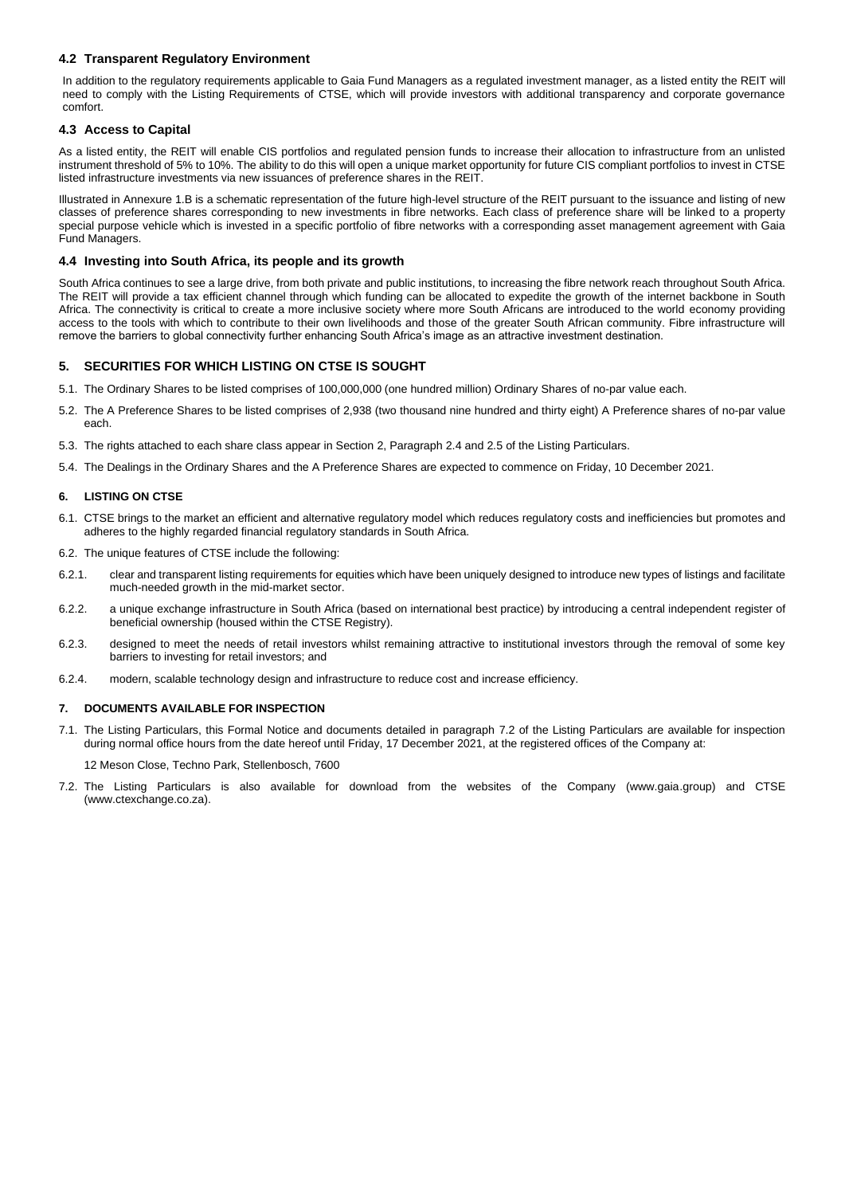### 4.2 Transparent Regulatory Environment

In addition to the regulatory requirements applicable to Gaia Fund Managers as a regulated investment manager, as a listed entity the REIT will need to comply with the Listing Requirements of CTSE, which will provide investors with additional transparency and corporate governance comfort.

### 4.3 Access to Capital

As a listed entity, the REIT will enable CIS portfolios and regulated pension funds to increase their allocation to infrastructure from an unlisted instrument threshold of 5% to 10%. The ability to do this will open a unique market opportunity for future CIS compliant portfolios to invest in CTSE listed infrastructure investments via new issuances of preference shares in the REIT.

Illustrated in Annexure 1.B is a schematic representation of the future high-level structure of the REIT pursuant to the issuance and listing of new classes of preference shares corresponding to new investments in fibre networks. Each class of preference share will be linked to a property special purpose vehicle which is invested in a specific portfolio of fibre networks with a corresponding asset management agreement with Gaia Fund Managers.

### 4.4 Investing into South Africa, its people and its growth

South Africa continues to see a large drive, from both private and public institutions, to increasing the fibre network reach throughout South Africa. The REIT will provide a tax efficient channel through which funding can be allocated to expedite the growth of the internet backbone in South Africa. The connectivity is critical to create a more inclusive society where more South Africans are introduced to the world economy providing access to the tools with which to contribute to their own livelihoods and those of the greater South African community. Fibre infrastructure will remove the barriers to global connectivity further enhancing South Africa's image as an attractive investment destination.

## 5. SECURITIES FOR WHICH LISTING ON CTSE IS SOUGHT

5.1. The Ordinary Shares to be listed comprises of 100,000,000 (one hundred million) Ordinary Shares of no-par value each.

5.2. The A Preference Shares to be listed comprises of 2,938 (two thousand nine hundred and thirty eight) A Preference shares of no-par value each.

5.3. The rights attached to each share class appear in Section 2, Paragraph 2.4 and 2.5 of the Listing Particulars.

5.4. The Dealings in the Ordinary Shares and the A Preference Shares are expected to commence on Friday, 10 December 2021.

## 6. LISTING ON CTSE

6.1. CTSE brings to the market an efficient and alternative regulatory model which reduces regulatory costs and inefficiencies but promotes and adheres to the highly regarded financial regulatory standards in South Africa.

6.2. The unique features of CTSE include the following:

6.2.1. clear and transparent listing requirements for equities which have been uniquely designed to introduce new types of listings and facilitate much-needed growth in the mid-market sector.

6.2.2. a unique exchange infrastructure in South Africa (based on international best practice) by introducing a central independent register of beneficial ownership (housed within the CTSE Registry).

6.2.3. designed to meet the needs of retail investors whilst remaining attractive to institutional investors through the removal of some key barriers to investing for retail investors; and

6.2.4. modern, scalable technology design and infrastructure to reduce cost and increase efficiency.

## 7. DOCUMENTS AVAILABLE FOR INSPECTION

7.1. The Listing Particulars, this Formal Notice and documents detailed in paragraph 7.2 of the Listing Particulars are available for inspection during normal office hours from the date hereof until Friday, 17 December 2021, at the registered offices of the Company at:

12 Meson Close, Techno Park, Stellenbosch, 7600

7.2. The Listing Particulars is also available for download from the websites of the Company (www.gaia.group) and CTSE (www.ctexchange.co.za).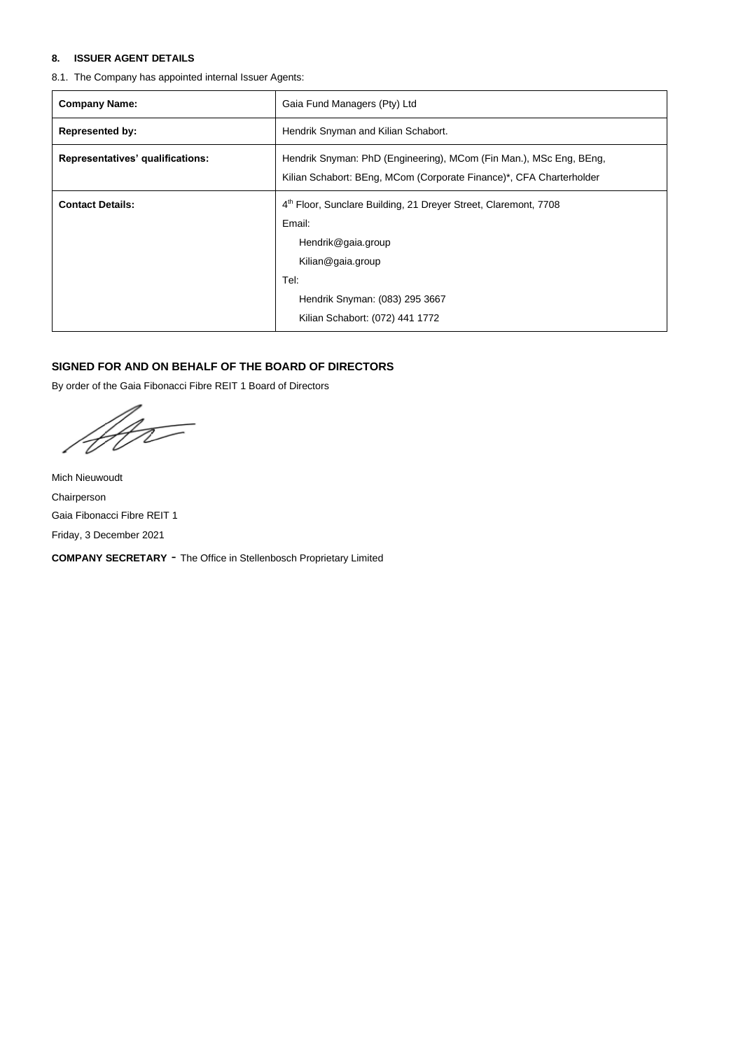## 8. ISSUER AGENT DETAILS

8.1. The Company has appointed internal Issuer Agents:

| | |
|---|---|
| **Company Name:** | Gaia Fund Managers (Pty) Ltd |
| **Represented by:** | Hendrik Snyman and Kilian Schabort. |
| **Representatives' qualifications:** | Hendrik Snyman: PhD (Engineering), MCom (Fin Man.), MSc Eng, BEng,<br>Kilian Schabort: BEng, MCom (Corporate Finance)*, CFA Charterholder |
| **Contact Details:** | 4th Floor, Sunclare Building, 21 Dreyer Street, Claremont, 7708<br>Email:<br>Hendrik@gaia.group<br>Kilian@gaia.group<br>Tel:<br>Hendrik Snyman: (083) 295 3667<br>Kilian Schabort: (072) 441 1772 |

**SIGNED FOR AND ON BEHALF OF THE BOARD OF DIRECTORS**

By order of the Gaia Fibonacci Fibre REIT 1 Board of Directors

Mich Nieuwoudt

Chairperson

Gaia Fibonacci Fibre REIT 1

Friday, 3 December 2021

**COMPANY SECRETARY** - The Office in Stellenbosch Proprietary Limited